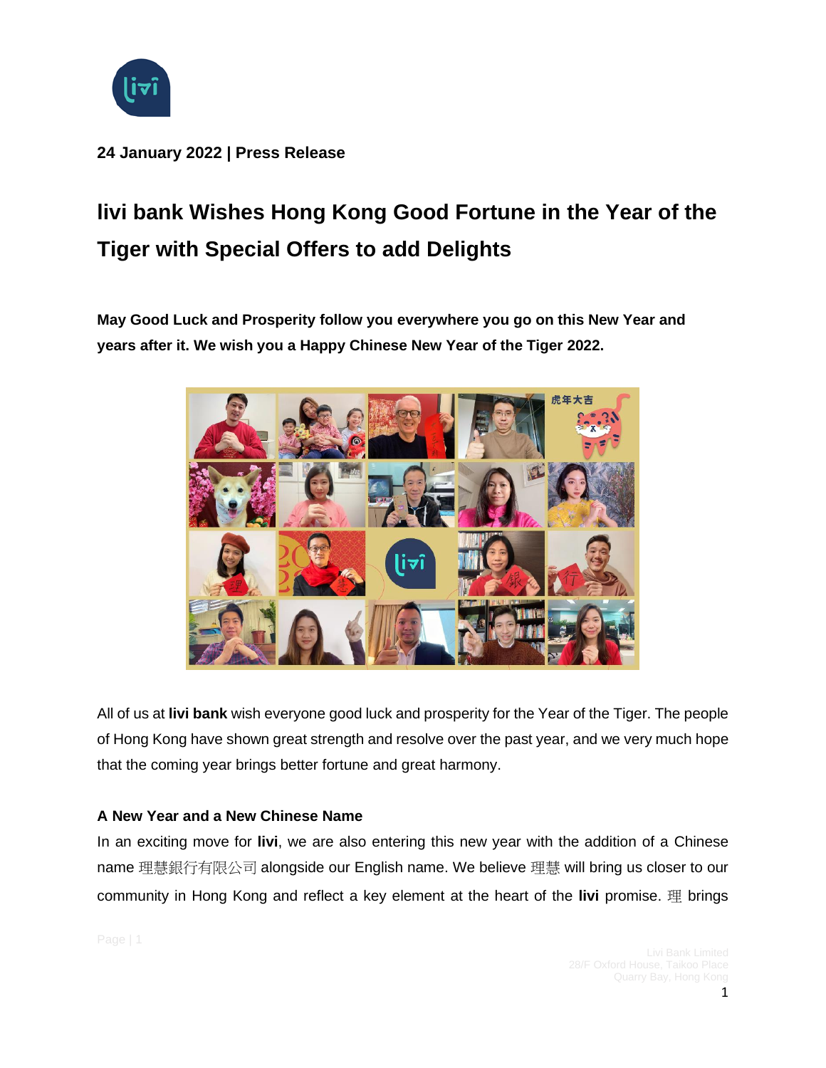**24 January 2022 | Press Release**

# livi bank Wishes Hong Kong Good Fortune in the Year of the Tiger with Special Offers to add Delights

**May Good Luck and Prosperity follow you everywhere you go on this New Year and years after it. We wish you a Happy Chinese New Year of the Tiger 2022.**

All of us at **livi bank** wish everyone good luck and prosperity for the Year of the Tiger. The people of Hong Kong have shown great strength and resolve over the past year, and we very much hope that the coming year brings better fortune and great harmony.

### A New Year and a New Chinese Name

In an exciting move for **livi**, we are also entering this new year with the addition of a Chinese name 理慧銀行有限公司 alongside our English name. We believe 理慧 will bring us closer to our community in Hong Kong and reflect a key element at the heart of the **livi** promise. 理 brings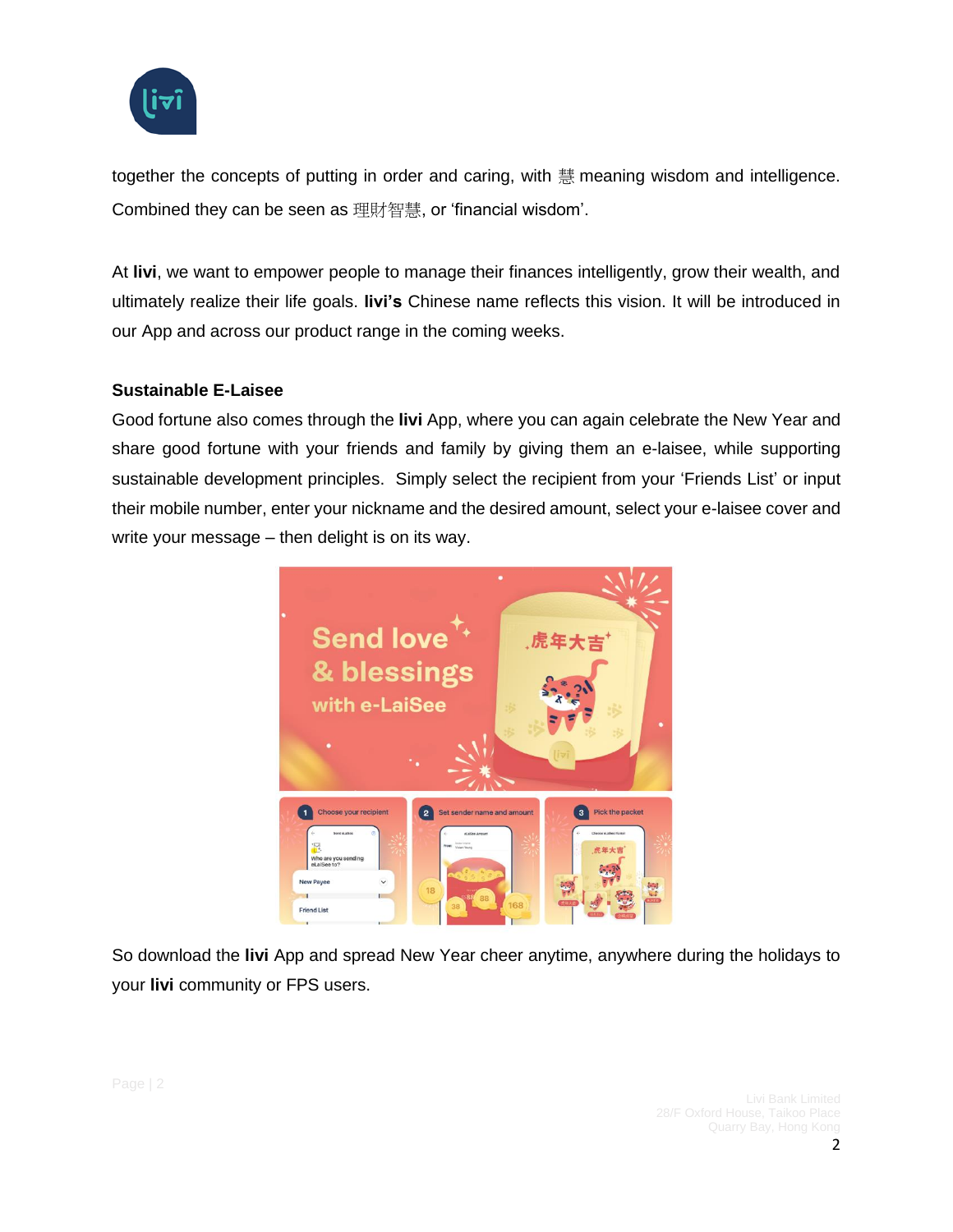together the concepts of putting in order and caring, with 慧 meaning wisdom and intelligence. Combined they can be seen as 理財智慧, or ‘financial wisdom’.

At **livi**, we want to empower people to manage their finances intelligently, grow their wealth, and ultimately realize their life goals. **livi’s** Chinese name reflects this vision. It will be introduced in our App and across our product range in the coming weeks.

**Sustainable E-Laisee**

Good fortune also comes through the **livi** App, where you can again celebrate the New Year and share good fortune with your friends and family by giving them an e-laisee, while supporting sustainable development principles. Simply select the recipient from your ‘Friends List’ or input their mobile number, enter your nickname and the desired amount, select your e-laisee cover and write your message – then delight is on its way.

So download the **livi** App and spread New Year cheer anytime, anywhere during the holidays to your **livi** community or FPS users.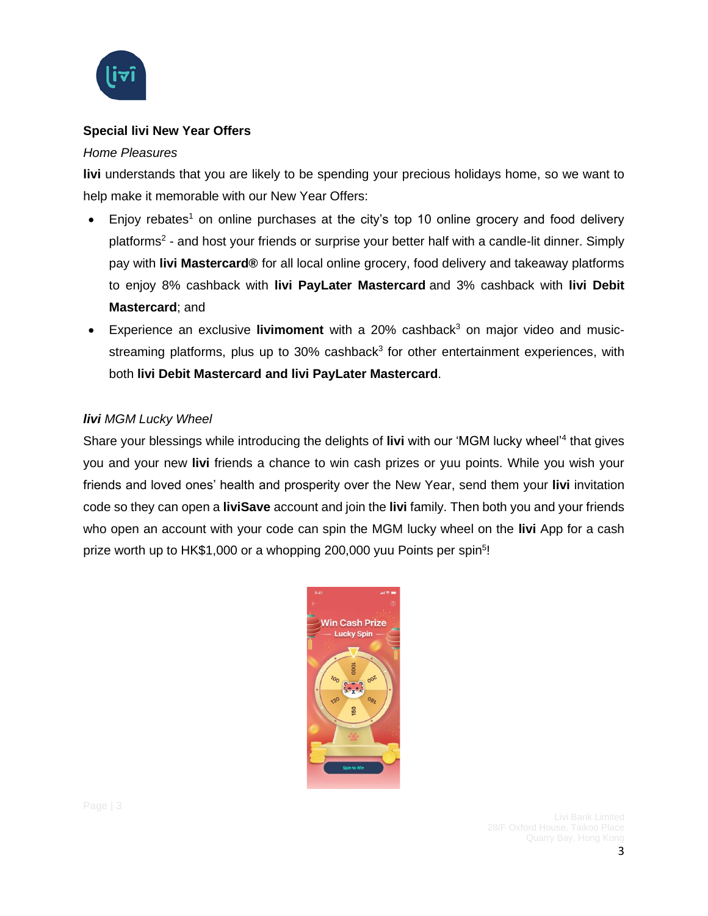**Special livi New Year Offers**

*Home Pleasures*

**livi** understands that you are likely to be spending your precious holidays home, so we want to help make it memorable with our New Year Offers:

- Enjoy rebates[1] on online purchases at the city's top 10 online grocery and food delivery platforms[2] - and host your friends or surprise your better half with a candle-lit dinner. Simply pay with **livi Mastercard®** for all local online grocery, food delivery and takeaway platforms to enjoy 8% cashback with **livi PayLater Mastercard** and 3% cashback with **livi Debit Mastercard**; and
- Experience an exclusive **livimoment** with a 20% cashback[3] on major video and music-streaming platforms, plus up to 30% cashback[3] for other entertainment experiences, with both **livi Debit Mastercard and livi PayLater Mastercard**.

***livi** MGM Lucky Wheel*

Share your blessings while introducing the delights of **livi** with our 'MGM lucky wheel'[4] that gives you and your new **livi** friends a chance to win cash prizes or yuu points. While you wish your friends and loved ones' health and prosperity over the New Year, send them your **livi** invitation code so they can open a **liviSave** account and join the **livi** family. Then both you and your friends who open an account with your code can spin the MGM lucky wheel on the **livi** App for a cash prize worth up to HK$1,000 or a whopping 200,000 yuu Points per spin[5]!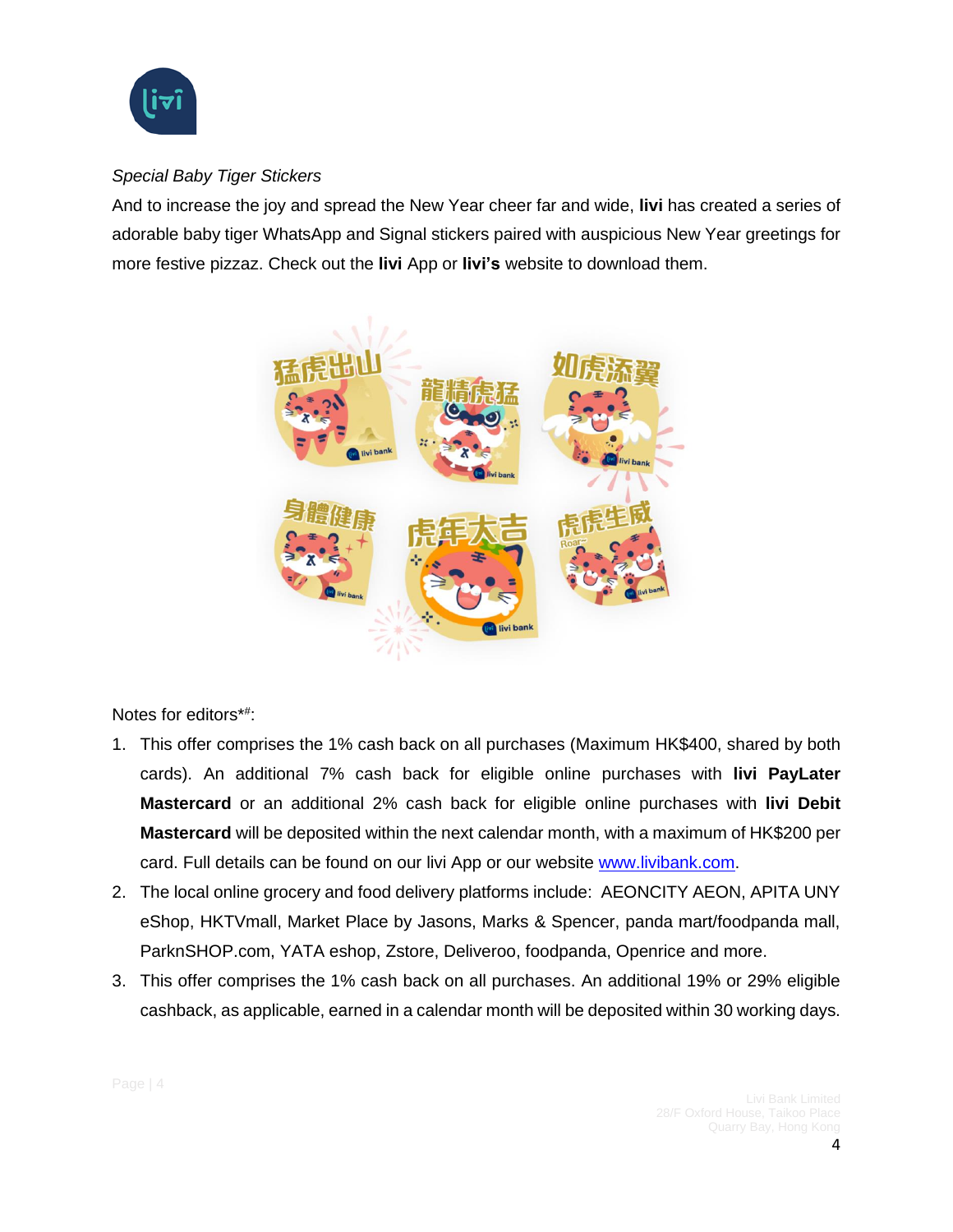*Special Baby Tiger Stickers*

And to increase the joy and spread the New Year cheer far and wide, **livi** has created a series of adorable baby tiger WhatsApp and Signal stickers paired with auspicious New Year greetings for more festive pizzaz. Check out the **livi** App or **livi's** website to download them.

Notes for editors*#:

1. This offer comprises the 1% cash back on all purchases (Maximum HK$400, shared by both cards). An additional 7% cash back for eligible online purchases with **livi PayLater Mastercard** or an additional 2% cash back for eligible online purchases with **livi Debit Mastercard** will be deposited within the next calendar month, with a maximum of HK$200 per card. Full details can be found on our livi App or our website [www.livibank.com](http://www.livibank.com).
2. The local online grocery and food delivery platforms include: AEONCITY AEON, APITA UNY eShop, HKTVmall, Market Place by Jasons, Marks & Spencer, panda mart/foodpanda mall, ParknSHOP.com, YATA eshop, Zstore, Deliveroo, foodpanda, Openrice and more.
3. This offer comprises the 1% cash back on all purchases. An additional 19% or 29% eligible cashback, as applicable, earned in a calendar month will be deposited within 30 working days.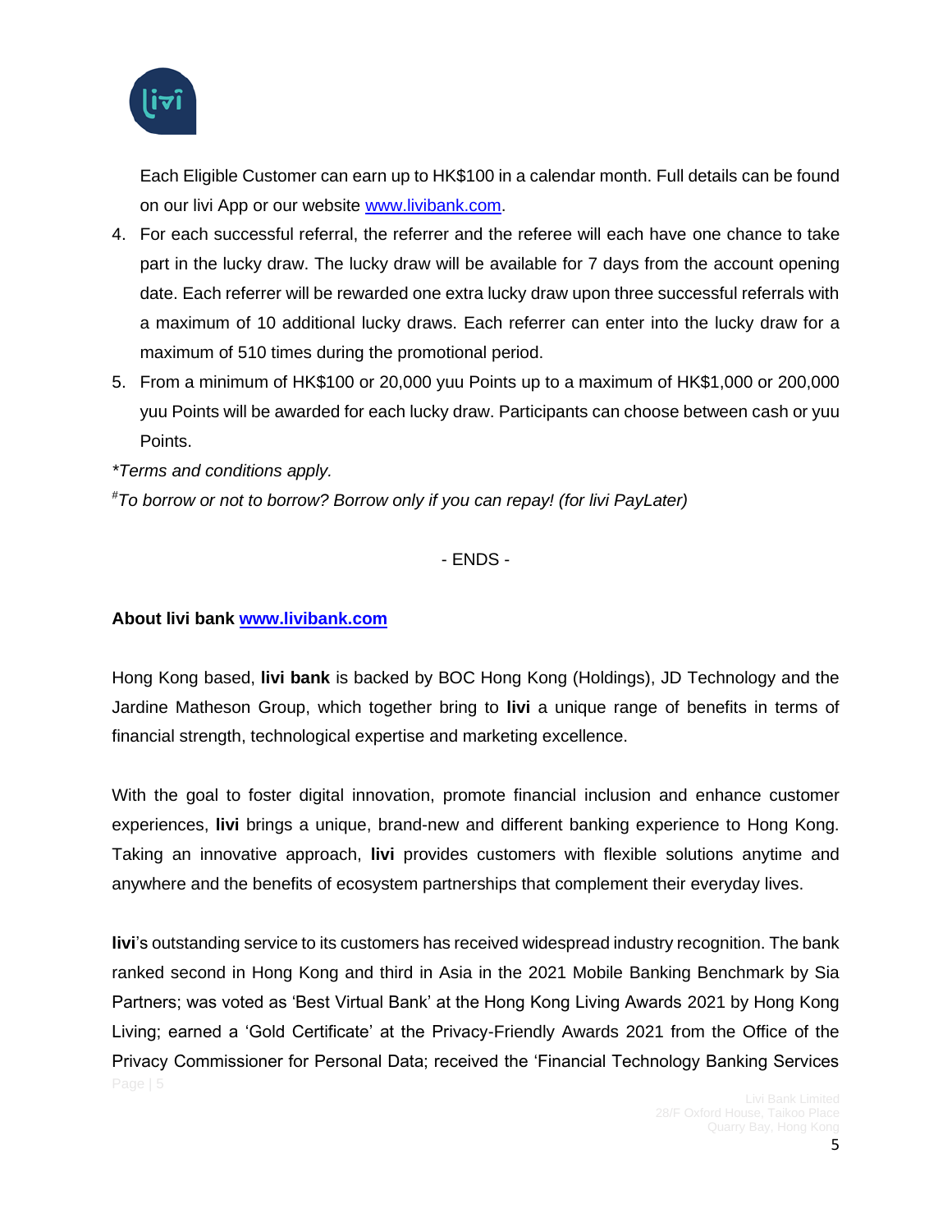Each Eligible Customer can earn up to HK$100 in a calendar month. Full details can be found on our livi App or our website [www.livibank.com](http://www.livibank.com).

4. For each successful referral, the referrer and the referee will each have one chance to take part in the lucky draw. The lucky draw will be available for 7 days from the account opening date. Each referrer will be rewarded one extra lucky draw upon three successful referrals with a maximum of 10 additional lucky draws. Each referrer can enter into the lucky draw for a maximum of 510 times during the promotional period.
5. From a minimum of HK$100 or 20,000 yuu Points up to a maximum of HK$1,000 or 200,000 yuu Points will be awarded for each lucky draw. Participants can choose between cash or yuu Points.

*\*Terms and conditions apply.*

*#To borrow or not to borrow? Borrow only if you can repay! (for livi PayLater)*

- ENDS -

**About livi bank [www.livibank.com](http://www.livibank.com)**

Hong Kong based, **livi bank** is backed by BOC Hong Kong (Holdings), JD Technology and the Jardine Matheson Group, which together bring to **livi** a unique range of benefits in terms of financial strength, technological expertise and marketing excellence.

With the goal to foster digital innovation, promote financial inclusion and enhance customer experiences, **livi** brings a unique, brand-new and different banking experience to Hong Kong. Taking an innovative approach, **livi** provides customers with flexible solutions anytime and anywhere and the benefits of ecosystem partnerships that complement their everyday lives.

**livi**'s outstanding service to its customers has received widespread industry recognition. The bank ranked second in Hong Kong and third in Asia in the 2021 Mobile Banking Benchmark by Sia Partners; was voted as 'Best Virtual Bank' at the Hong Kong Living Awards 2021 by Hong Kong Living; earned a 'Gold Certificate' at the Privacy-Friendly Awards 2021 from the Office of the Privacy Commissioner for Personal Data; received the 'Financial Technology Banking Services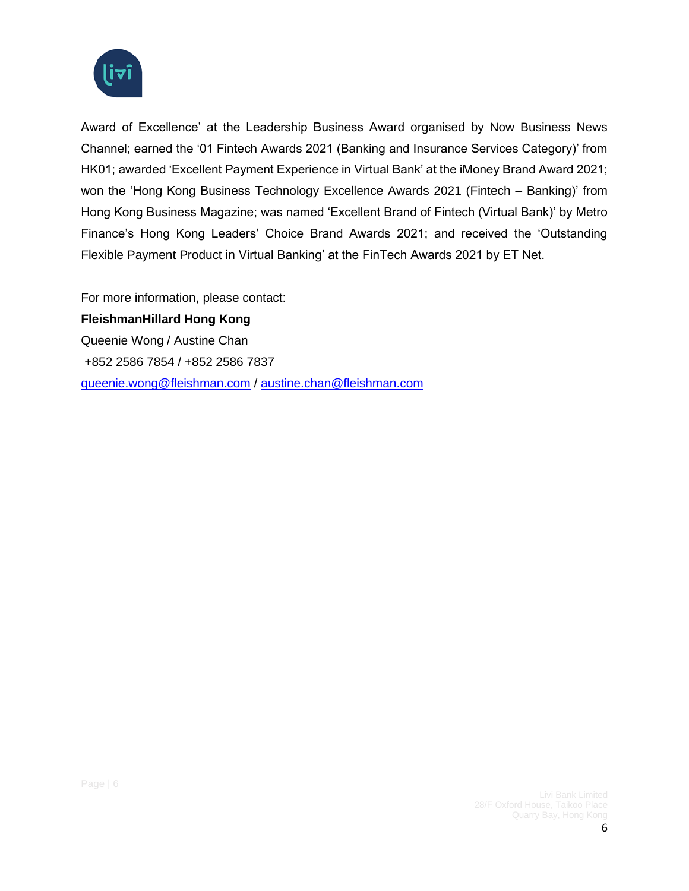Award of Excellence' at the Leadership Business Award organised by Now Business News Channel; earned the '01 Fintech Awards 2021 (Banking and Insurance Services Category)' from HK01; awarded 'Excellent Payment Experience in Virtual Bank' at the iMoney Brand Award 2021; won the 'Hong Kong Business Technology Excellence Awards 2021 (Fintech – Banking)' from Hong Kong Business Magazine; was named 'Excellent Brand of Fintech (Virtual Bank)' by Metro Finance's Hong Kong Leaders' Choice Brand Awards 2021; and received the 'Outstanding Flexible Payment Product in Virtual Banking' at the FinTech Awards 2021 by ET Net.

For more information, please contact:

**FleishmanHillard Hong Kong**

Queenie Wong / Austine Chan

+852 2586 7854 / +852 2586 7837

queenie.wong@fleishman.com / austine.chan@fleishman.com